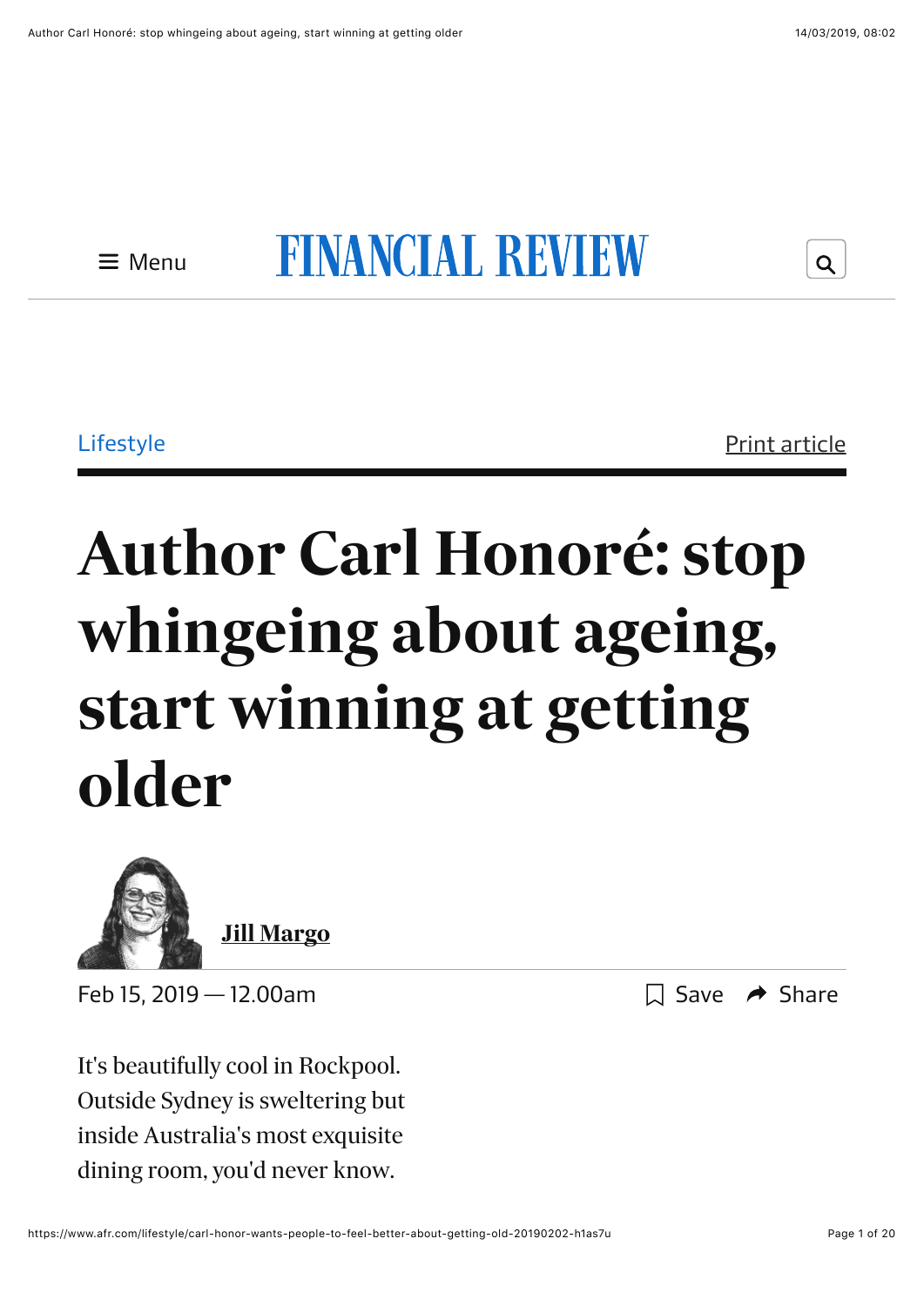Lifestyle

# Author Carl Honoré: stop whingeing about ageing, start winning at getting older

**Jill Margo**

Feb 15, 2019 — 12.00am

It's beautifully cool in Rockpool. Outside Sydney is sweltering but inside Australia's most exquisite dining room, you'd never know.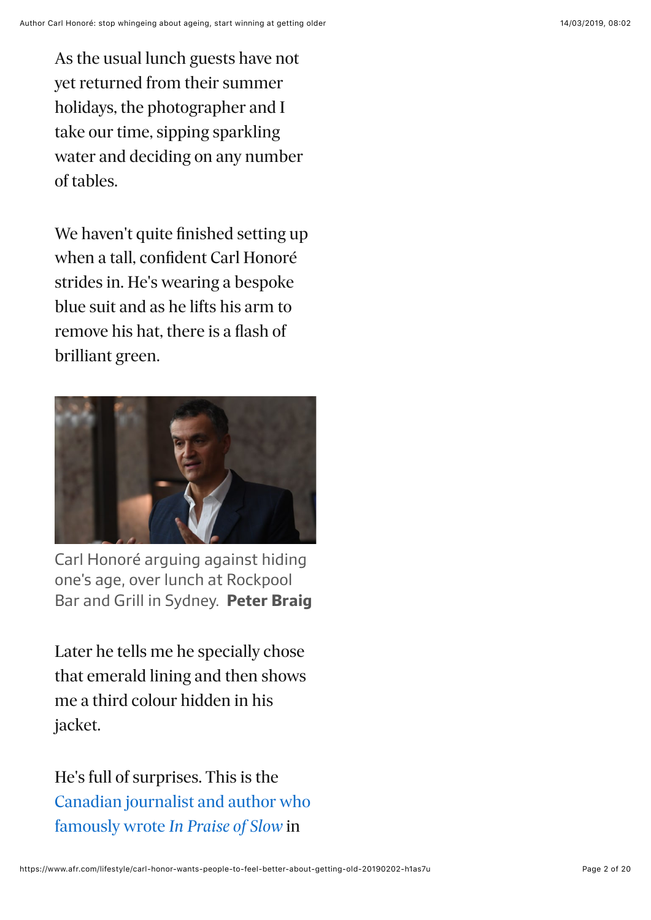As the usual lunch guests have not yet returned from their summer holidays, the photographer and I take our time, sipping sparkling water and deciding on any number of tables.

We haven't quite finished setting up when a tall, confident Carl Honoré strides in. He's wearing a bespoke blue suit and as he lifts his arm to remove his hat, there is a flash of brilliant green.

Carl Honoré arguing against hiding one's age, over lunch at Rockpool Bar and Grill in Sydney. **Peter Braig**

Later he tells me he specially chose that emerald lining and then shows me a third colour hidden in his jacket.

He's full of surprises. This is the Canadian journalist and author who famously wrote *In Praise of Slow* in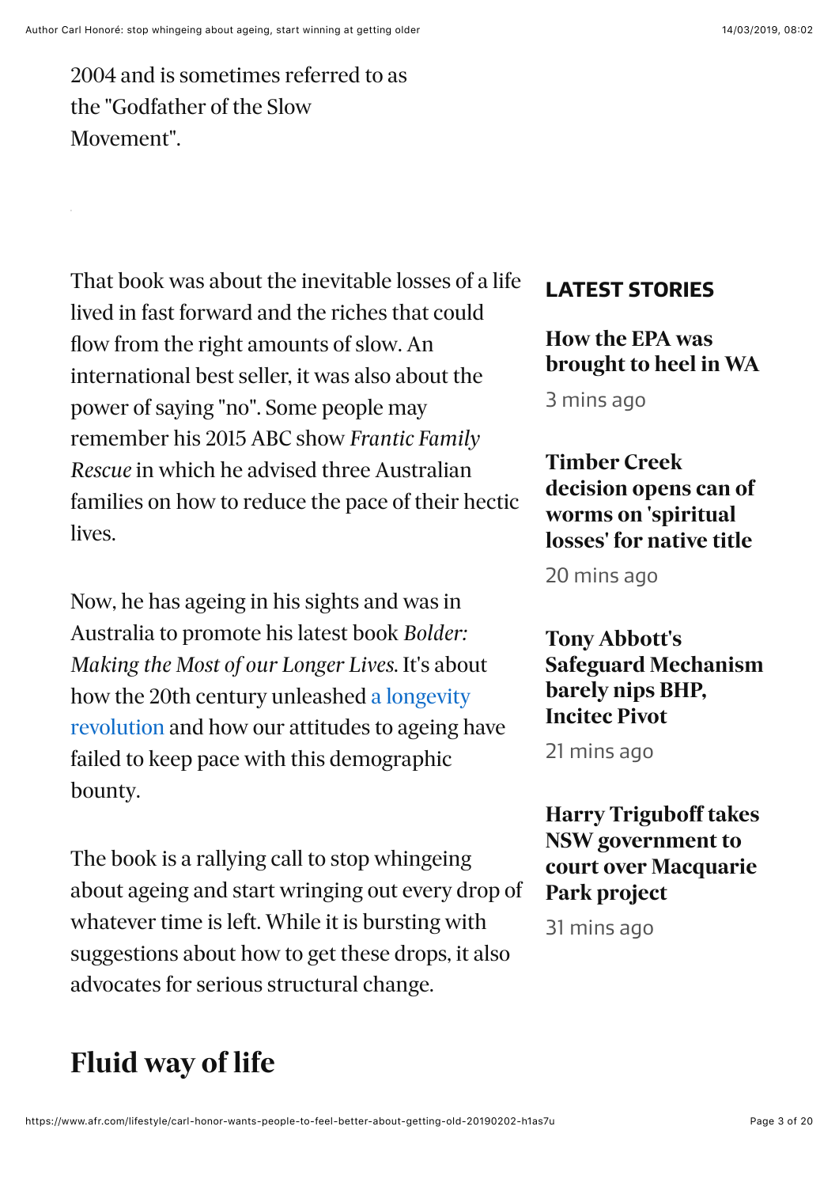2004 and is sometimes referred to as the "Godfather of the Slow Movement".

That book was about the inevitable losses of a life lived in fast forward and the riches that could flow from the right amounts of slow. An international best seller, it was also about the power of saying "no". Some people may remember his 2015 ABC show *Frantic Family Rescue* in which he advised three Australian families on how to reduce the pace of their hectic lives.

Now, he has ageing in his sights and was in Australia to promote his latest book *Bolder: Making the Most of our Longer Lives.* It's about how the 20th century unleashed a longevity revolution and how our attitudes to ageing have failed to keep pace with this demographic bounty.

The book is a rallying call to stop whingeing about ageing and start wringing out every drop of whatever time is left. While it is bursting with suggestions about how to get these drops, it also advocates for serious structural change.

## LATEST STORIES

**How the EPA was brought to heel in WA**

3 mins ago

**Timber Creek decision opens can of worms on 'spiritual losses' for native title**

20 mins ago

**Tony Abbott's Safeguard Mechanism barely nips BHP, Incitec Pivot**

21 mins ago

**Harry Triguboff takes NSW government to court over Macquarie Park project**

31 mins ago

## Fluid way of life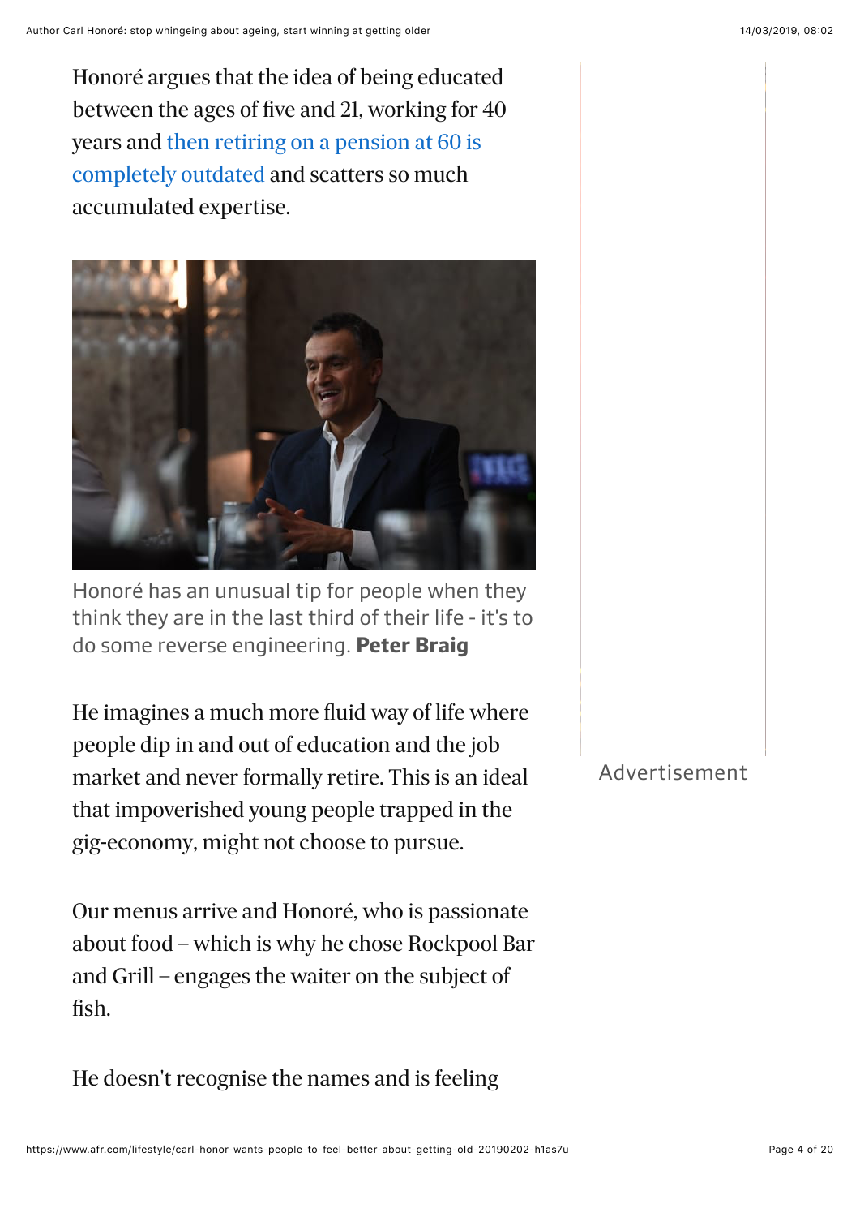Honoré argues that the idea of being educated between the ages of five and 21, working for 40 years and then retiring on a pension at 60 is completely outdated and scatters so much accumulated expertise.

Honoré has an unusual tip for people when they think they are in the last third of their life - it's to do some reverse engineering. **Peter Braig**

He imagines a much more fluid way of life where people dip in and out of education and the job market and never formally retire. This is an ideal that impoverished young people trapped in the gig-economy, might not choose to pursue.

Advertisement

Our menus arrive and Honoré, who is passionate about food – which is why he chose Rockpool Bar and Grill – engages the waiter on the subject of fish.

He doesn't recognise the names and is feeling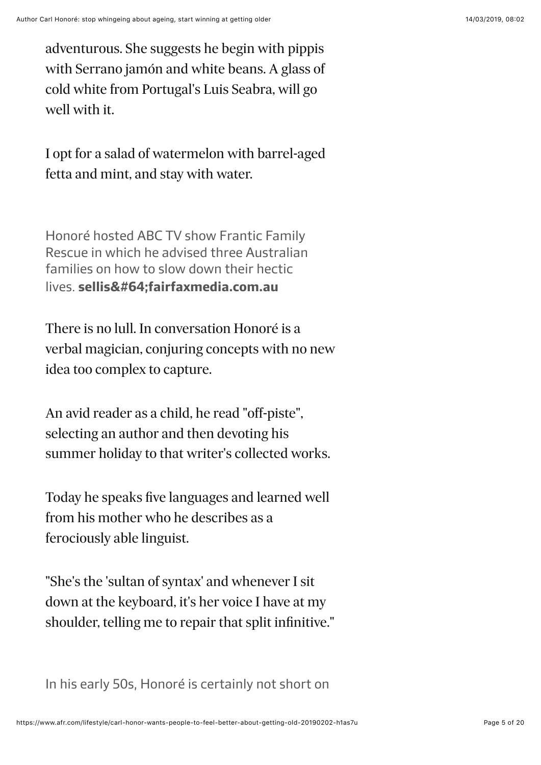adventurous. She suggests he begin with pippis with Serrano jamón and white beans. A glass of cold white from Portugal's Luis Seabra, will go well with it.

I opt for a salad of watermelon with barrel-aged fetta and mint, and stay with water.

Honoré hosted ABC TV show Frantic Family Rescue in which he advised three Australian families on how to slow down their hectic lives. **sellis&#64;fairfaxmedia.com.au**

There is no lull. In conversation Honoré is a verbal magician, conjuring concepts with no new idea too complex to capture.

An avid reader as a child, he read "off-piste", selecting an author and then devoting his summer holiday to that writer's collected works.

Today he speaks five languages and learned well from his mother who he describes as a ferociously able linguist.

"She's the 'sultan of syntax' and whenever I sit down at the keyboard, it's her voice I have at my shoulder, telling me to repair that split infinitive."

In his early 50s, Honoré is certainly not short on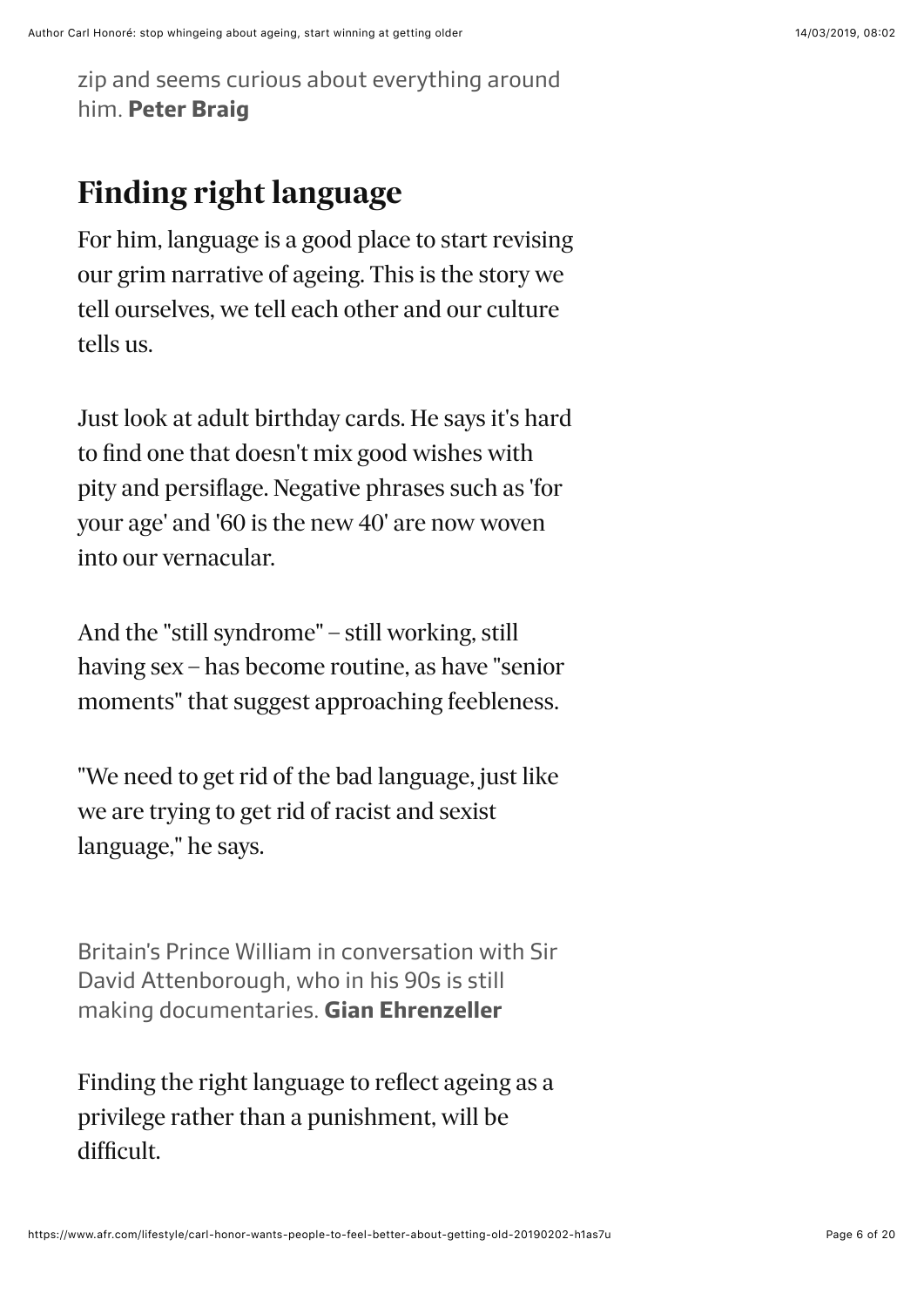zip and seems curious about everything around him. **Peter Braig**

## Finding right language

For him, language is a good place to start revising our grim narrative of ageing. This is the story we tell ourselves, we tell each other and our culture tells us.

Just look at adult birthday cards. He says it's hard to find one that doesn't mix good wishes with pity and persiflage. Negative phrases such as 'for your age' and '60 is the new 40' are now woven into our vernacular.

And the "still syndrome" – still working, still having sex – has become routine, as have "senior moments" that suggest approaching feebleness.

"We need to get rid of the bad language, just like we are trying to get rid of racist and sexist language," he says.

Britain's Prince William in conversation with Sir David Attenborough, who in his 90s is still making documentaries. **Gian Ehrenzeller**

Finding the right language to reflect ageing as a privilege rather than a punishment, will be difficult.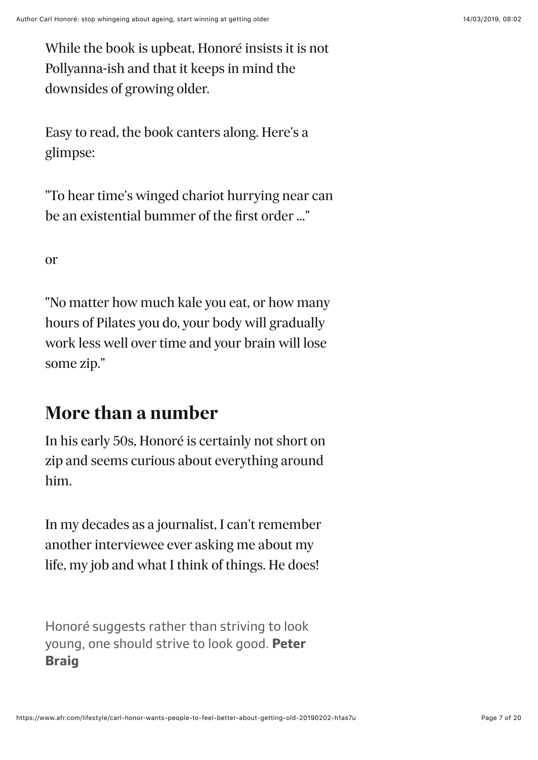While the book is upbeat, Honoré insists it is not Pollyanna-ish and that it keeps in mind the downsides of growing older.

Easy to read, the book canters along. Here's a glimpse:

"To hear time's winged chariot hurrying near can be an existential bummer of the first order ..."

or

"No matter how much kale you eat, or how many hours of Pilates you do, your body will gradually work less well over time and your brain will lose some zip."

## More than a number

In his early 50s, Honoré is certainly not short on zip and seems curious about everything around him.

In my decades as a journalist, I can't remember another interviewee ever asking me about my life, my job and what I think of things. He does!

Honoré suggests rather than striving to look young, one should strive to look good. **Peter Braig**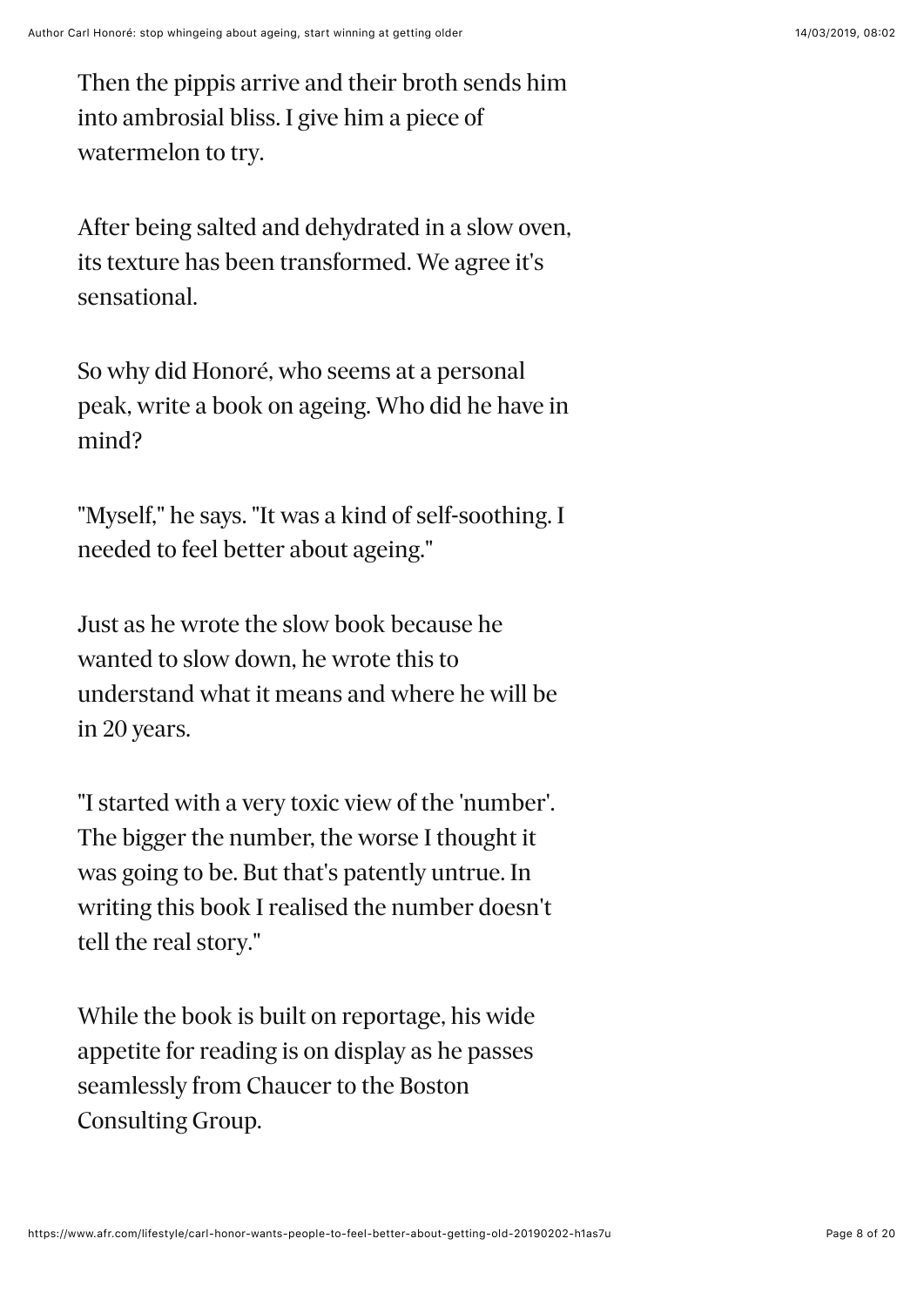Then the pippis arrive and their broth sends him into ambrosial bliss. I give him a piece of watermelon to try.

After being salted and dehydrated in a slow oven, its texture has been transformed. We agree it's sensational.

So why did Honoré, who seems at a personal peak, write a book on ageing. Who did he have in mind?

"Myself," he says. "It was a kind of self-soothing. I needed to feel better about ageing."

Just as he wrote the slow book because he wanted to slow down, he wrote this to understand what it means and where he will be in 20 years.

"I started with a very toxic view of the 'number'. The bigger the number, the worse I thought it was going to be. But that's patently untrue. In writing this book I realised the number doesn't tell the real story."

While the book is built on reportage, his wide appetite for reading is on display as he passes seamlessly from Chaucer to the Boston Consulting Group.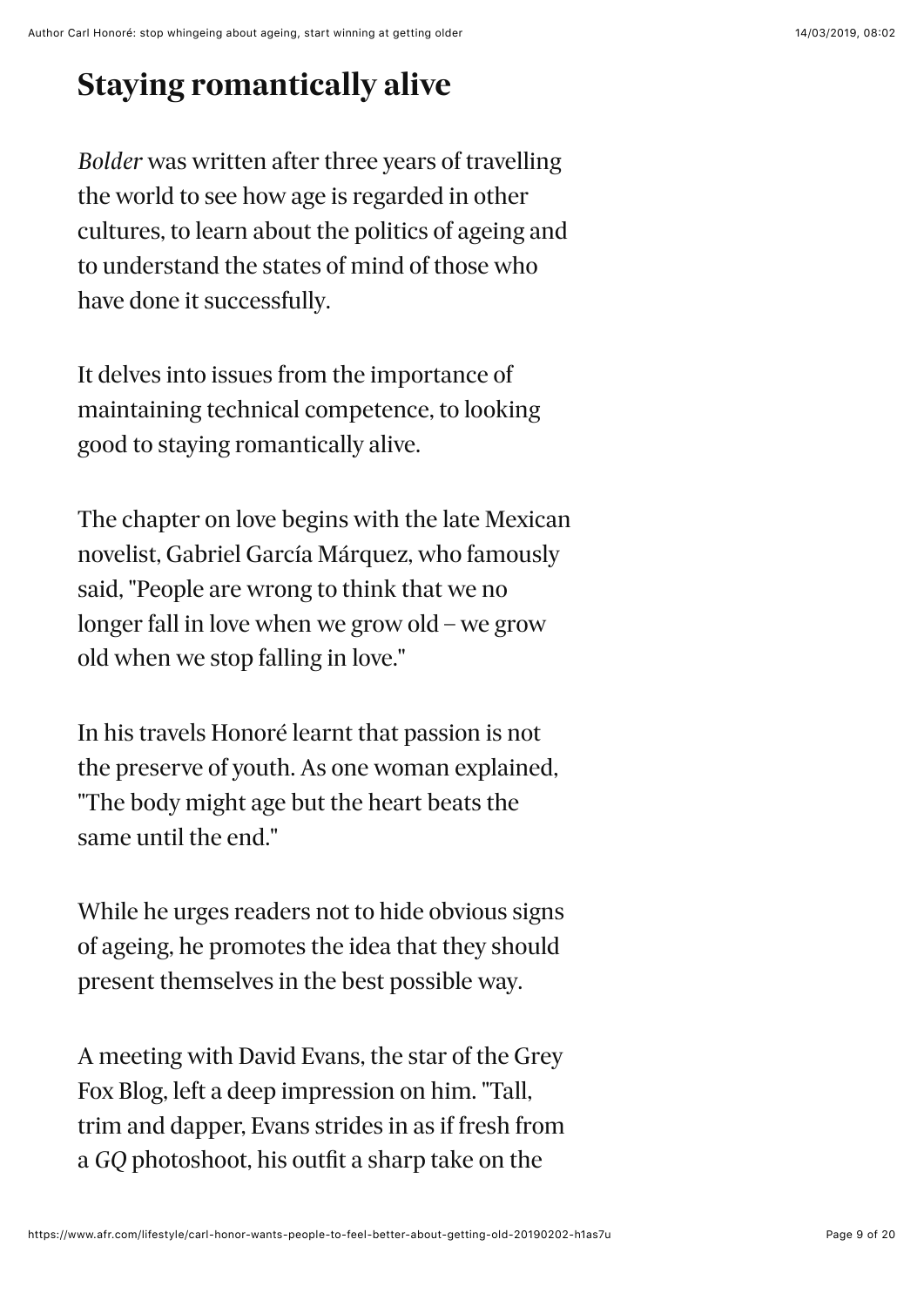## Staying romantically alive

*Bolder* was written after three years of travelling the world to see how age is regarded in other cultures, to learn about the politics of ageing and to understand the states of mind of those who have done it successfully.

It delves into issues from the importance of maintaining technical competence, to looking good to staying romantically alive.

The chapter on love begins with the late Mexican novelist, Gabriel García Márquez, who famously said, "People are wrong to think that we no longer fall in love when we grow old – we grow old when we stop falling in love."

In his travels Honoré learnt that passion is not the preserve of youth. As one woman explained, "The body might age but the heart beats the same until the end."

While he urges readers not to hide obvious signs of ageing, he promotes the idea that they should present themselves in the best possible way.

A meeting with David Evans, the star of the Grey Fox Blog, left a deep impression on him. "Tall, trim and dapper, Evans strides in as if fresh from a *GQ* photoshoot, his outfit a sharp take on the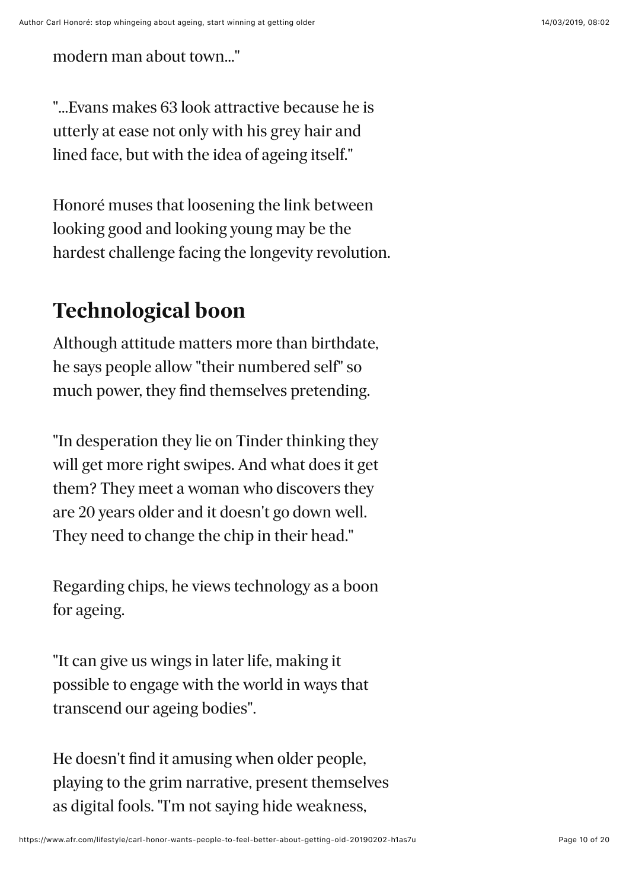modern man about town..."

"...Evans makes 63 look attractive because he is utterly at ease not only with his grey hair and lined face, but with the idea of ageing itself."

Honoré muses that loosening the link between looking good and looking young may be the hardest challenge facing the longevity revolution.

## Technological boon

Although attitude matters more than birthdate, he says people allow "their numbered self" so much power, they find themselves pretending.

"In desperation they lie on Tinder thinking they will get more right swipes. And what does it get them? They meet a woman who discovers they are 20 years older and it doesn't go down well. They need to change the chip in their head."

Regarding chips, he views technology as a boon for ageing.

"It can give us wings in later life, making it possible to engage with the world in ways that transcend our ageing bodies".

He doesn't find it amusing when older people, playing to the grim narrative, present themselves as digital fools. "I'm not saying hide weakness,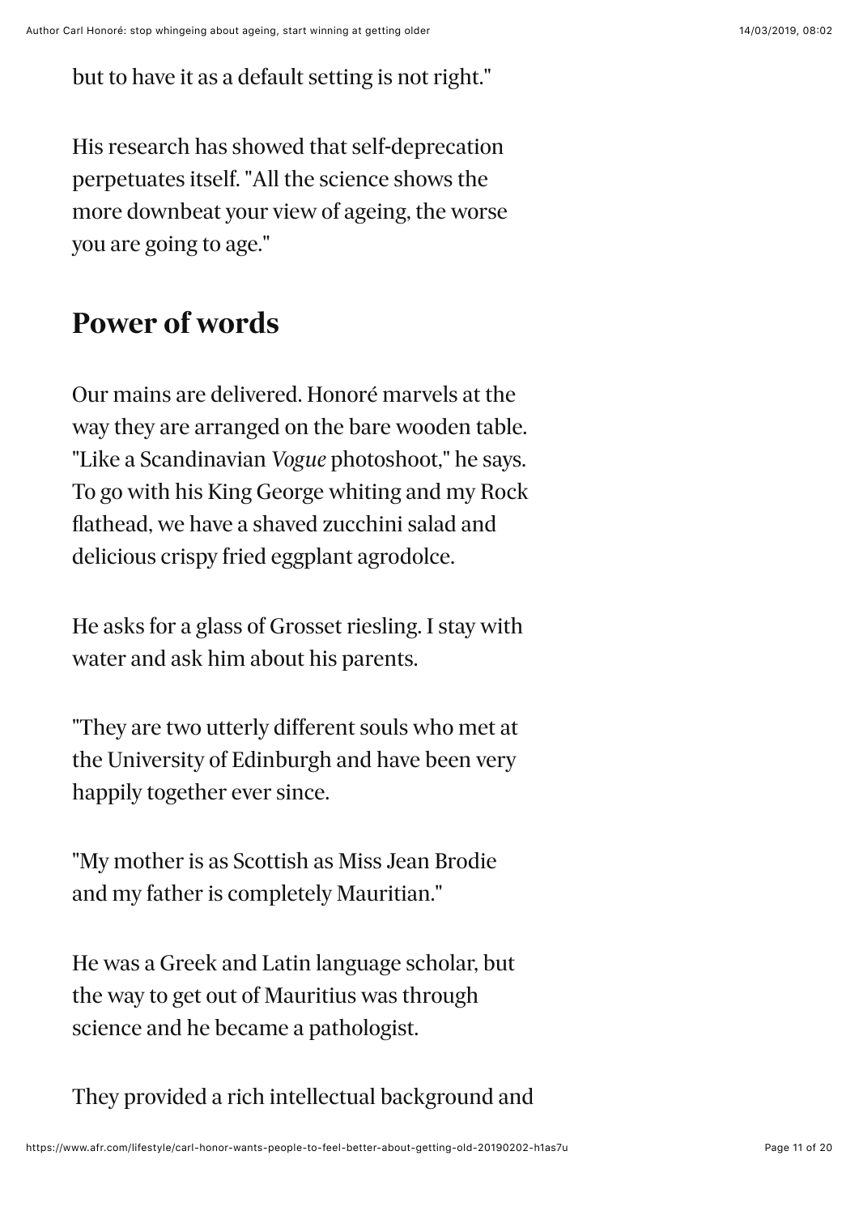but to have it as a default setting is not right."

His research has showed that self-deprecation perpetuates itself. "All the science shows the more downbeat your view of ageing, the worse you are going to age."

## Power of words

Our mains are delivered. Honoré marvels at the way they are arranged on the bare wooden table. "Like a Scandinavian *Vogue* photoshoot," he says. To go with his King George whiting and my Rock flathead, we have a shaved zucchini salad and delicious crispy fried eggplant agrodolce.

He asks for a glass of Grosset riesling. I stay with water and ask him about his parents.

"They are two utterly different souls who met at the University of Edinburgh and have been very happily together ever since.

"My mother is as Scottish as Miss Jean Brodie and my father is completely Mauritian."

He was a Greek and Latin language scholar, but the way to get out of Mauritius was through science and he became a pathologist.

They provided a rich intellectual background and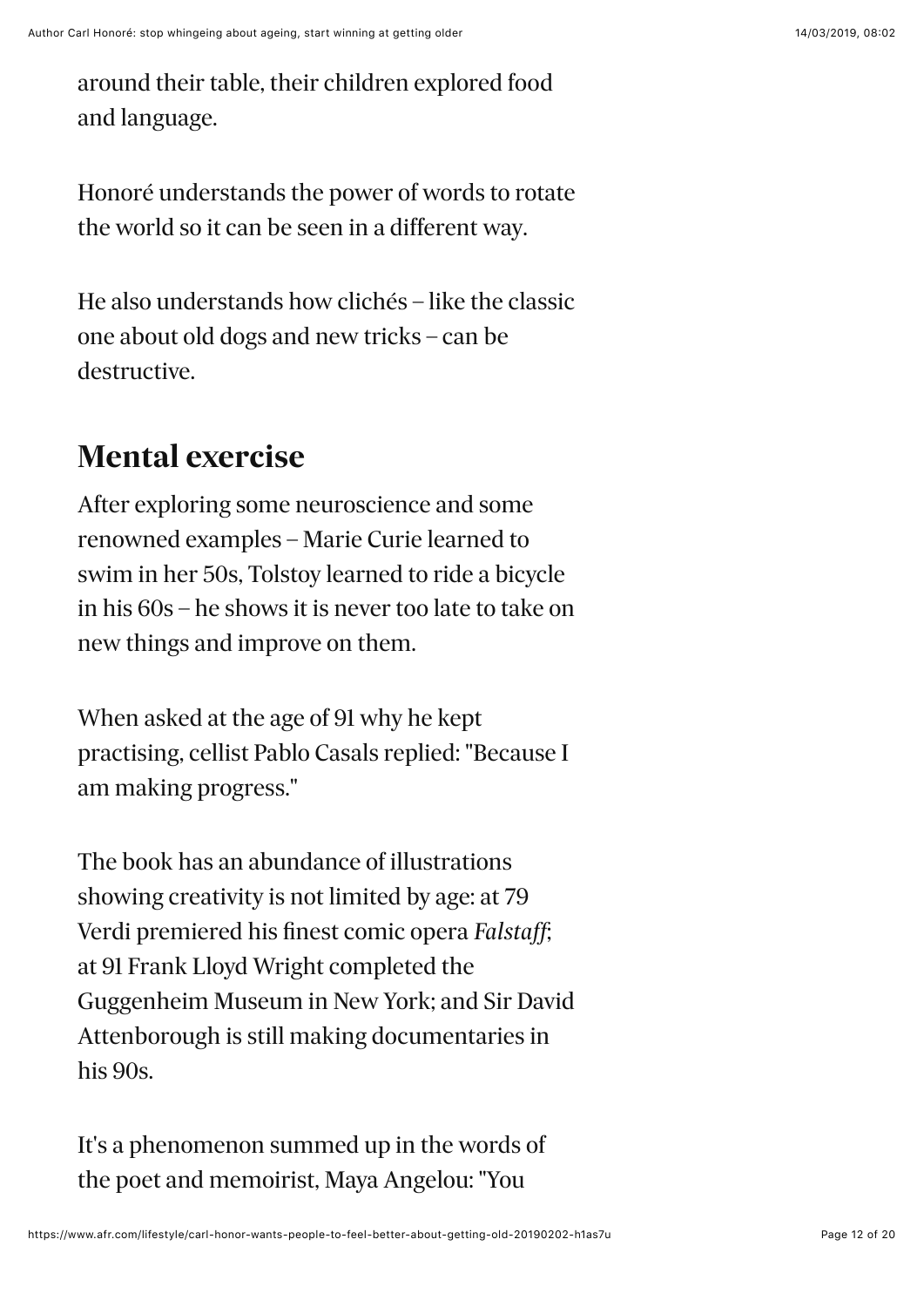around their table, their children explored food and language.

Honoré understands the power of words to rotate the world so it can be seen in a different way.

He also understands how clichés – like the classic one about old dogs and new tricks – can be destructive.

## Mental exercise

After exploring some neuroscience and some renowned examples – Marie Curie learned to swim in her 50s, Tolstoy learned to ride a bicycle in his 60s – he shows it is never too late to take on new things and improve on them.

When asked at the age of 91 why he kept practising, cellist Pablo Casals replied: "Because I am making progress."

The book has an abundance of illustrations showing creativity is not limited by age: at 79 Verdi premiered his finest comic opera *Falstaff*; at 91 Frank Lloyd Wright completed the Guggenheim Museum in New York; and Sir David Attenborough is still making documentaries in his 90s.

It's a phenomenon summed up in the words of the poet and memoirist, Maya Angelou: "You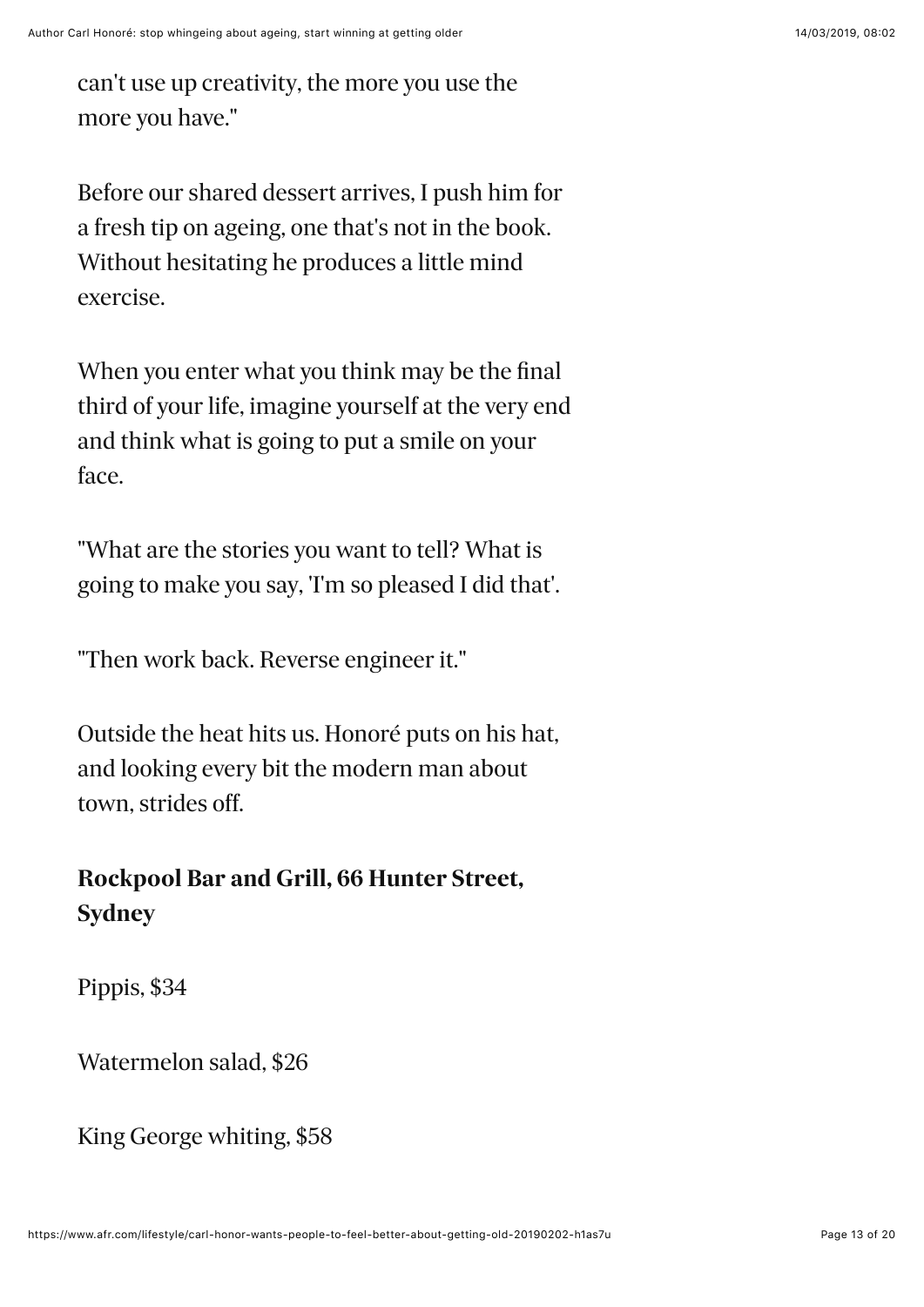can't use up creativity, the more you use the more you have."

Before our shared dessert arrives, I push him for a fresh tip on ageing, one that's not in the book. Without hesitating he produces a little mind exercise.

When you enter what you think may be the final third of your life, imagine yourself at the very end and think what is going to put a smile on your face.

"What are the stories you want to tell? What is going to make you say, 'I'm so pleased I did that'.

"Then work back. Reverse engineer it."

Outside the heat hits us. Honoré puts on his hat, and looking every bit the modern man about town, strides off.

**Rockpool Bar and Grill, 66 Hunter Street, Sydney**

Pippis, $34

Watermelon salad, $26

King George whiting, $58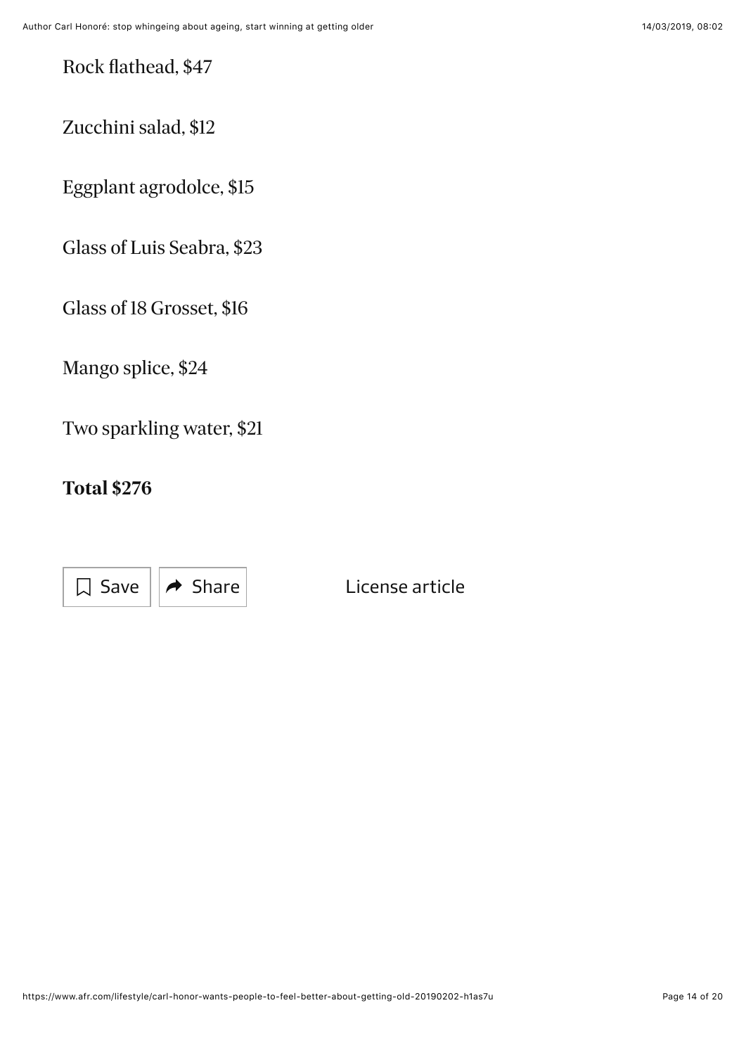Rock flathead, $47

Zucchini salad, $12

Eggplant agrodolce, $15

Glass of Luis Seabra, $23

Glass of 18 Grosset, $16

Mango splice, $24

Two sparkling water, $21

**Total $276**

Save Share License article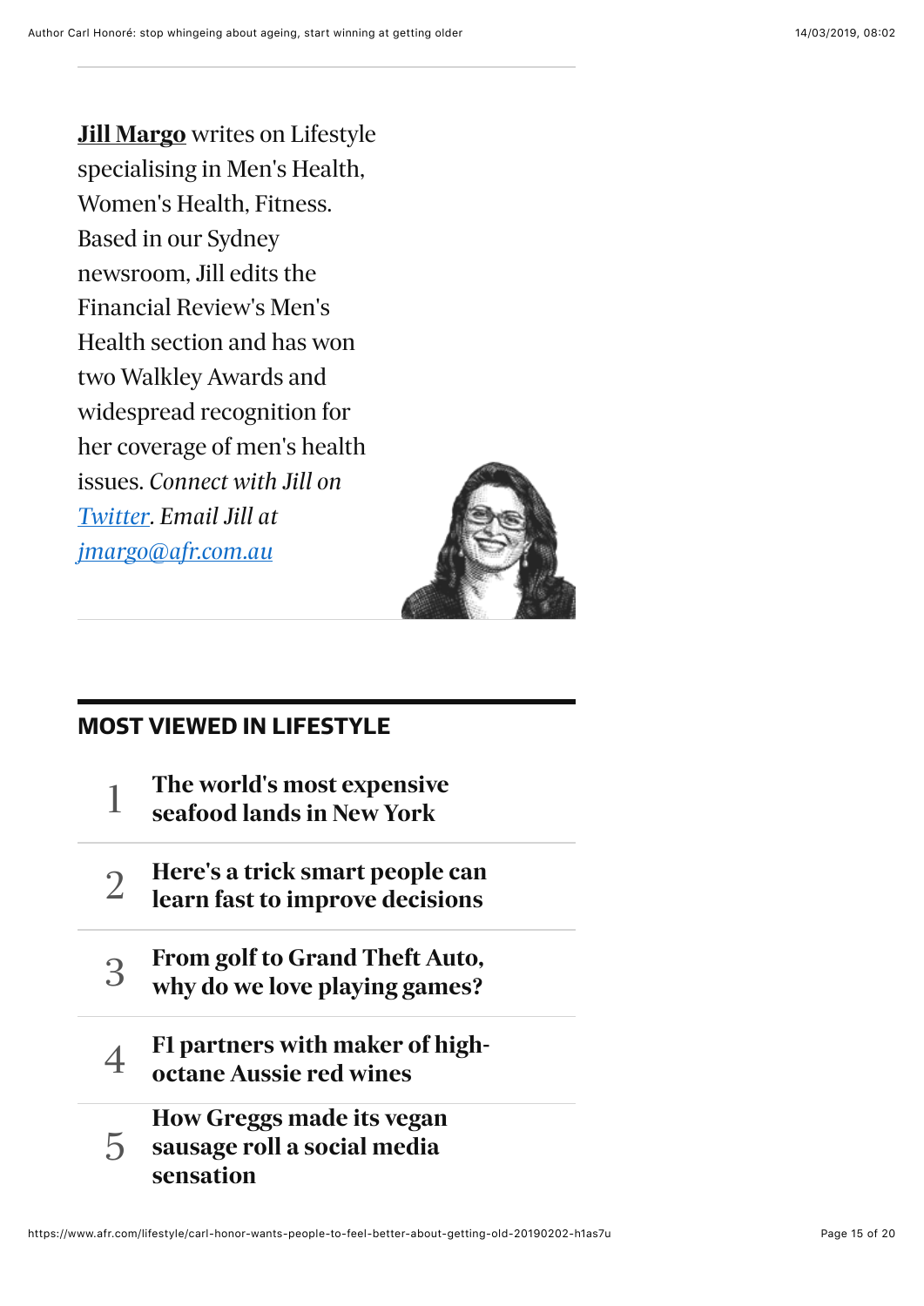**Jill Margo** writes on Lifestyle specialising in Men's Health, Women's Health, Fitness. Based in our Sydney newsroom, Jill edits the Financial Review's Men's Health section and has won two Walkley Awards and widespread recognition for her coverage of men's health issues. *Connect with Jill on Twitter. Email Jill at jmargo@afr.com.au*

## MOST VIEWED IN LIFESTYLE

1. **The world's most expensive seafood lands in New York**
2. **Here's a trick smart people can learn fast to improve decisions**
3. **From golf to Grand Theft Auto, why do we love playing games?**
4. **F1 partners with maker of high-octane Aussie red wines**
5. **How Greggs made its vegan sausage roll a social media sensation**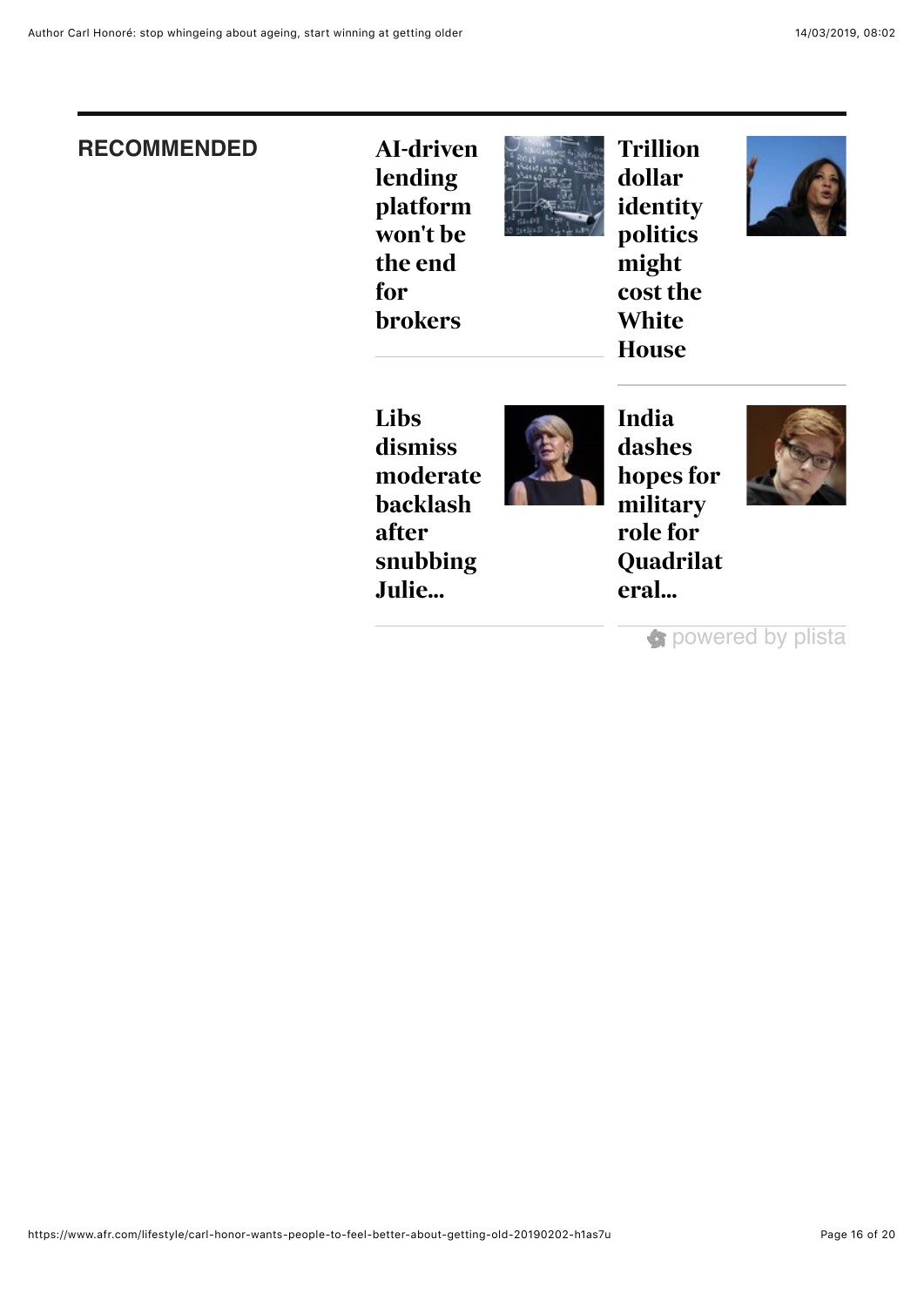## RECOMMENDED

**AI-driven lending platform won't be the end for brokers**

**Trillion dollar identity politics might cost the White House**

**Libs dismiss moderate backlash after snubbing Julie...**

**India dashes hopes for military role for Quadrilateral...**

powered by plista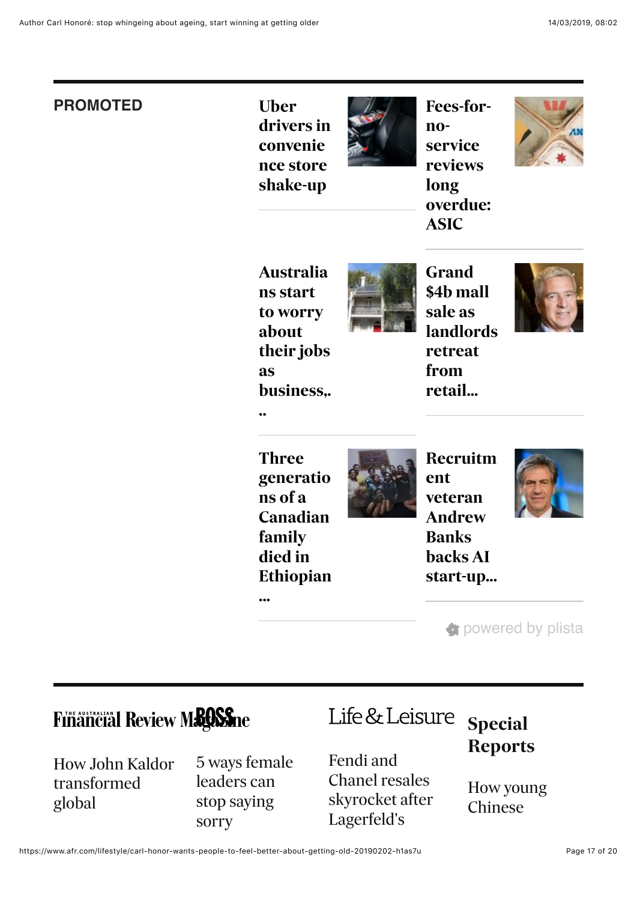**PROMOTED**

**Uber drivers in convenience store shake-up**

**Fees-for-no-service reviews long overdue: ASIC**

**Australians start to worry about their jobs as business,..**

**Grand $4b mall sale as landlords retreat from retail...**

**Three generations of a Canadian family died in Ethiopian ...**

**Recruitment veteran Andrew Banks backs AI start-up...**

powered by plista

The Australian Financial Review Magazine

BOSS

How John Kaldor transformed global

5 ways female leaders can stop saying sorry

Life & Leisure

Fendi and Chanel resales skyrocket after Lagerfeld's

**Special Reports**

How young Chinese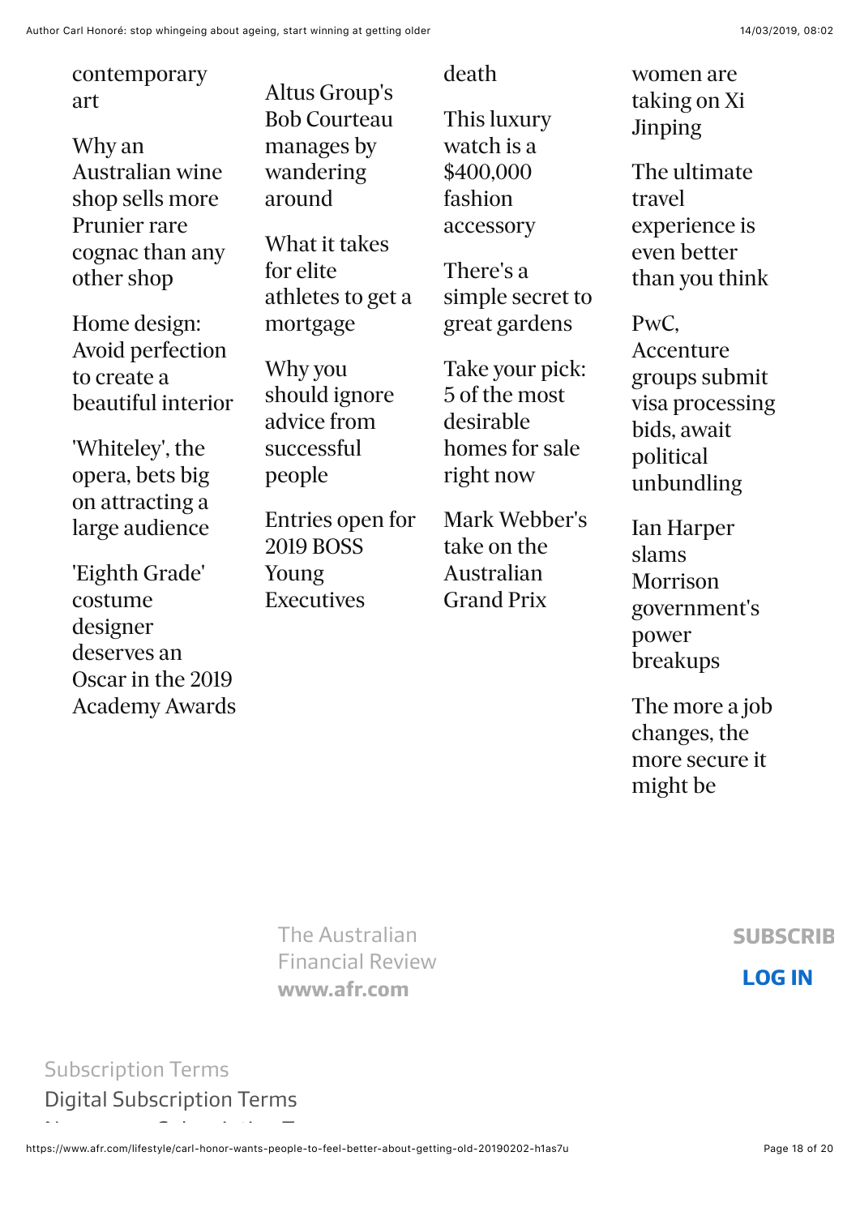contemporary art

Why an Australian wine shop sells more Prunier rare cognac than any other shop

Home design: Avoid perfection to create a beautiful interior

'Whiteley', the opera, bets big on attracting a large audience

'Eighth Grade' costume designer deserves an Oscar in the 2019 Academy Awards

Altus Group's Bob Courteau manages by wandering around

What it takes for elite athletes to get a mortgage

Why you should ignore advice from successful people

Entries open for 2019 BOSS Young Executives

death

This luxury watch is a $400,000 fashion accessory

There's a simple secret to great gardens

Take your pick: 5 of the most desirable homes for sale right now

Mark Webber's take on the Australian Grand Prix

women are taking on Xi Jinping

The ultimate travel experience is even better than you think

PwC, Accenture groups submit visa processing bids, await political unbundling

Ian Harper slams Morrison government's power breakups

The more a job changes, the more secure it might be

The Australian Financial Review
**www.afr.com**

**SUBSCRIB**

**LOG IN**

Subscription Terms

Digital Subscription Terms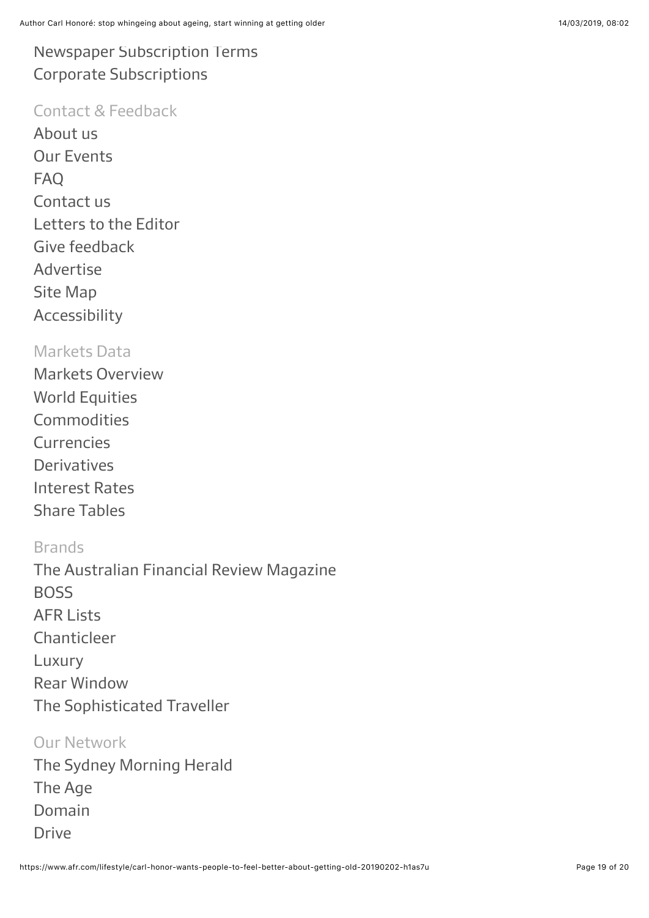Newspaper Subscription Terms
Corporate Subscriptions

Contact & Feedback

About us
Our Events
FAQ
Contact us
Letters to the Editor
Give feedback
Advertise
Site Map
Accessibility

Markets Data

Markets Overview
World Equities
Commodities
Currencies
Derivatives
Interest Rates
Share Tables

Brands

The Australian Financial Review Magazine
BOSS
AFR Lists
Chanticleer
Luxury
Rear Window
The Sophisticated Traveller

Our Network

The Sydney Morning Herald
The Age
Domain
Drive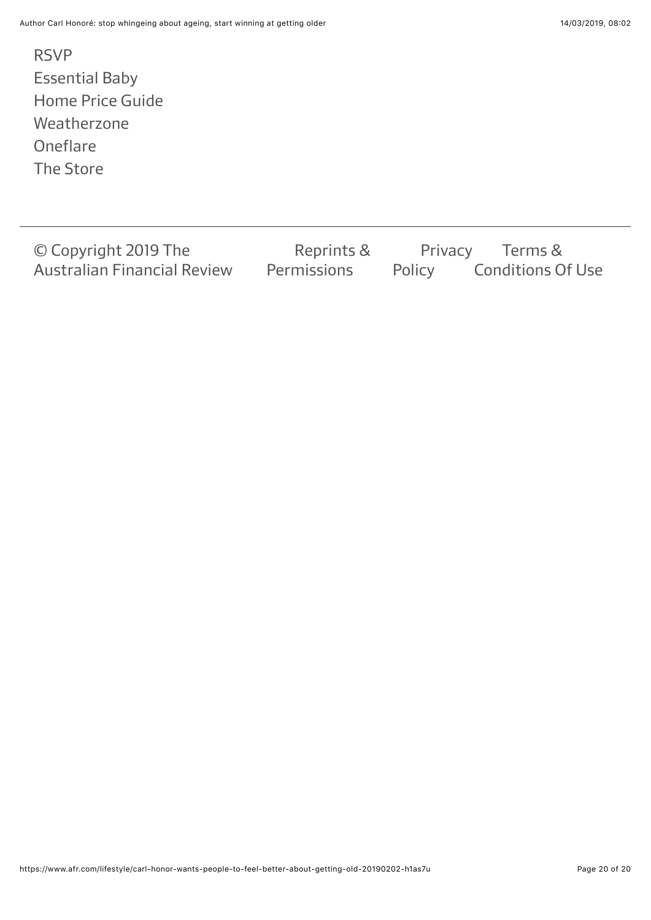RSVP
Essential Baby
Home Price Guide
Weatherzone
Oneflare
The Store

---

© Copyright 2019 The Australian Financial Review | Reprints & Permissions | Privacy Policy | Terms & Conditions Of Use